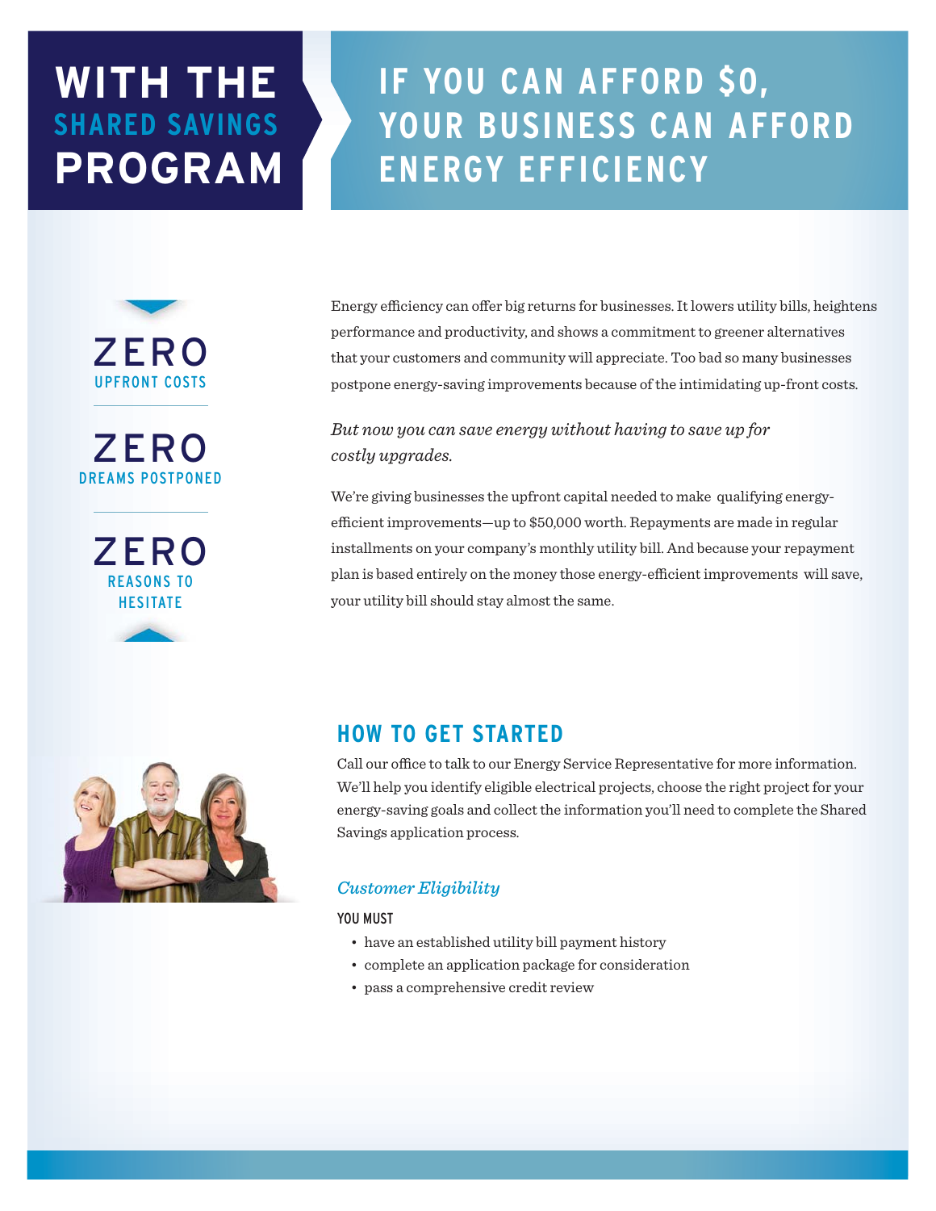# WITH THE SHARED SAVINGS PROGRAM

# IF YOU CAN AFFORD $0, YOUR BUSINESS CAN AFFORD ENERGY EFFICIENCY

**ZERO**
UPFRONT COSTS

**ZERO**
DREAMS POSTPONED

**ZERO**
REASONS TO HESITATE

Energy efficiency can offer big returns for businesses. It lowers utility bills, heightens performance and productivity, and shows a commitment to greener alternatives that your customers and community will appreciate. Too bad so many businesses postpone energy-saving improvements because of the intimidating up-front costs.

*But now you can save energy without having to save up for costly upgrades.*

We're giving businesses the upfront capital needed to make qualifying energy-efficient improvements—up to $50,000 worth. Repayments are made in regular installments on your company's monthly utility bill. And because your repayment plan is based entirely on the money those energy-efficient improvements will save, your utility bill should stay almost the same.

## HOW TO GET STARTED

Call our office to talk to our Energy Service Representative for more information. We'll help you identify eligible electrical projects, choose the right project for your energy-saving goals and collect the information you'll need to complete the Shared Savings application process.

### *Customer Eligibility*

YOU MUST

- have an established utility bill payment history
- complete an application package for consideration
- pass a comprehensive credit review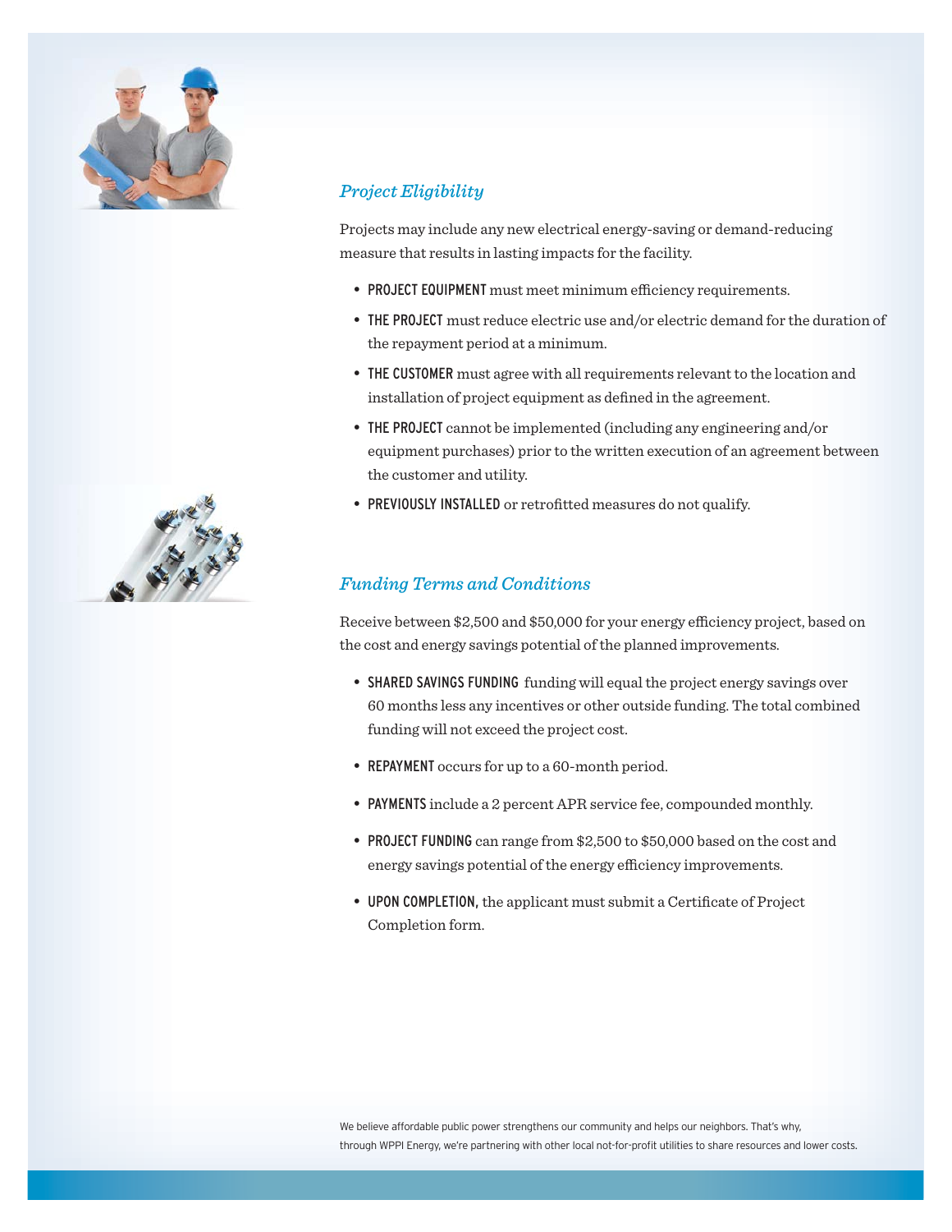## *Project Eligibility*

Projects may include any new electrical energy-saving or demand-reducing measure that results in lasting impacts for the facility.

- **PROJECT EQUIPMENT** must meet minimum efficiency requirements.
- **THE PROJECT** must reduce electric use and/or electric demand for the duration of the repayment period at a minimum.
- **THE CUSTOMER** must agree with all requirements relevant to the location and installation of project equipment as defined in the agreement.
- **THE PROJECT** cannot be implemented (including any engineering and/or equipment purchases) prior to the written execution of an agreement between the customer and utility.
- **PREVIOUSLY INSTALLED** or retrofitted measures do not qualify.

## *Funding Terms and Conditions*

Receive between $2,500 and $50,000 for your energy efficiency project, based on the cost and energy savings potential of the planned improvements.

- **SHARED SAVINGS FUNDING** funding will equal the project energy savings over 60 months less any incentives or other outside funding. The total combined funding will not exceed the project cost.
- **REPAYMENT** occurs for up to a 60-month period.
- **PAYMENTS** include a 2 percent APR service fee, compounded monthly.
- **PROJECT FUNDING** can range from $2,500 to $50,000 based on the cost and energy savings potential of the energy efficiency improvements.
- **UPON COMPLETION,** the applicant must submit a Certificate of Project Completion form.

We believe affordable public power strengthens our community and helps our neighbors. That's why, through WPPI Energy, we're partnering with other local not-for-profit utilities to share resources and lower costs.